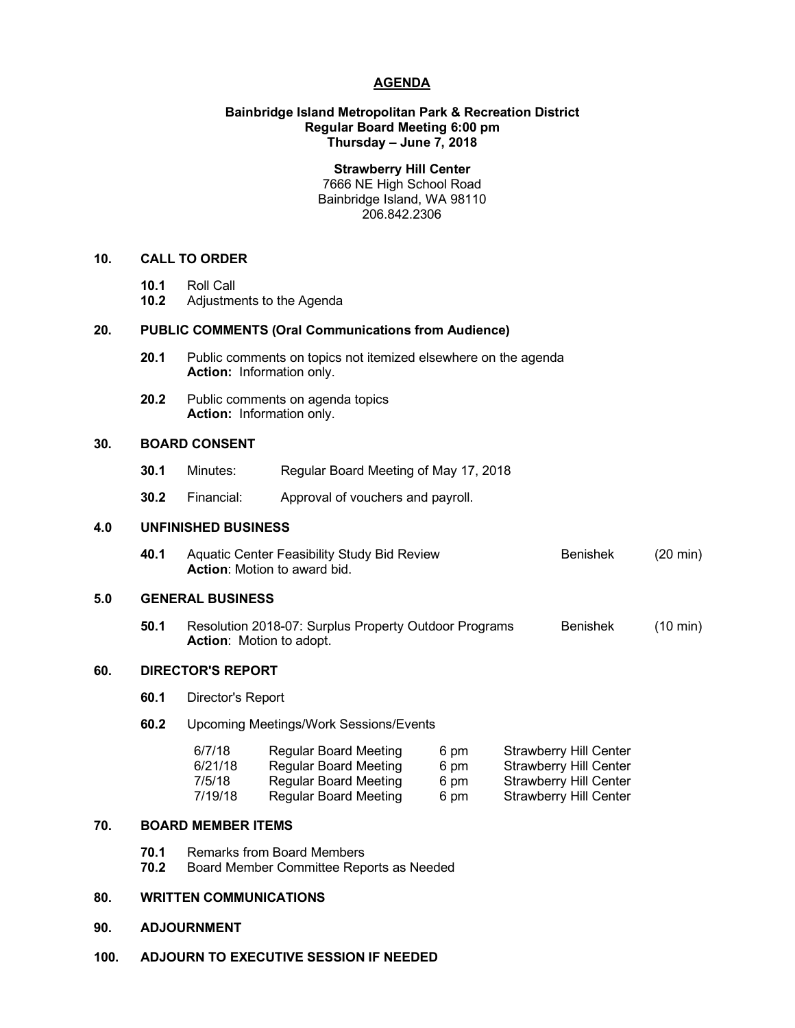# AGENDA

**Bainbridge Island Metropolitan Park & Recreation District**
**Regular Board Meeting 6:00 pm**
**Thursday – June 7, 2018**

**Strawberry Hill Center**
7666 NE High School Road
Bainbridge Island, WA 98110
206.842.2306

## 10. CALL TO ORDER

**10.1** Roll Call
**10.2** Adjustments to the Agenda

## 20. PUBLIC COMMENTS (Oral Communications from Audience)

**20.1** Public comments on topics not itemized elsewhere on the agenda
**Action:** Information only.

**20.2** Public comments on agenda topics
**Action:** Information only.

## 30. BOARD CONSENT

**30.1** Minutes: Regular Board Meeting of May 17, 2018

**30.2** Financial: Approval of vouchers and payroll.

## 4.0 UNFINISHED BUSINESS

**40.1** Aquatic Center Feasibility Study Bid Review — Benishek (20 min)
**Action**: Motion to award bid.

## 5.0 GENERAL BUSINESS

**50.1** Resolution 2018-07: Surplus Property Outdoor Programs — Benishek (10 min)
**Action**: Motion to adopt.

## 60. DIRECTOR'S REPORT

**60.1** Director's Report

**60.2** Upcoming Meetings/Work Sessions/Events

| | | | |
|---|---|---|---|
| 6/7/18 | Regular Board Meeting | 6 pm | Strawberry Hill Center |
| 6/21/18 | Regular Board Meeting | 6 pm | Strawberry Hill Center |
| 7/5/18 | Regular Board Meeting | 6 pm | Strawberry Hill Center |
| 7/19/18 | Regular Board Meeting | 6 pm | Strawberry Hill Center |

## 70. BOARD MEMBER ITEMS

**70.1** Remarks from Board Members
**70.2** Board Member Committee Reports as Needed

## 80. WRITTEN COMMUNICATIONS

## 90. ADJOURNMENT

## 100. ADJOURN TO EXECUTIVE SESSION IF NEEDED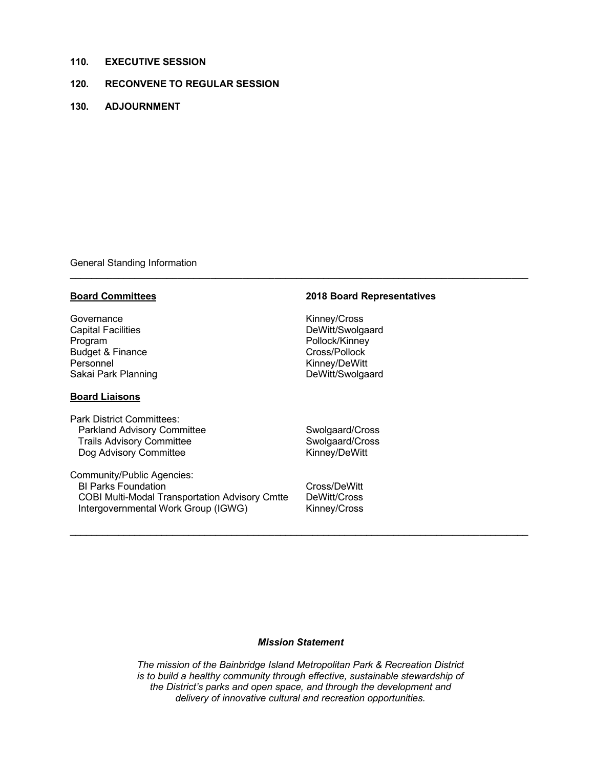**110. EXECUTIVE SESSION**

**120. RECONVENE TO REGULAR SESSION**

**130. ADJOURNMENT**

General Standing Information

---

| **Board Committees** | **2018 Board Representatives** |
|---|---|
| Governance | Kinney/Cross |
| Capital Facilities | DeWitt/Swolgaard |
| Program | Pollock/Kinney |
| Budget & Finance | Cross/Pollock |
| Personnel | Kinney/DeWitt |
| Sakai Park Planning | DeWitt/Swolgaard |

**Board Liaisons**

| | |
|---|---|
| Park District Committees: | |
| Parkland Advisory Committee | Swolgaard/Cross |
| Trails Advisory Committee | Swolgaard/Cross |
| Dog Advisory Committee | Kinney/DeWitt |
| Community/Public Agencies: | |
| BI Parks Foundation | Cross/DeWitt |
| COBI Multi-Modal Transportation Advisory Cmtte | DeWitt/Cross |
| Intergovernmental Work Group (IGWG) | Kinney/Cross |

---

***Mission Statement***

*The mission of the Bainbridge Island Metropolitan Park & Recreation District is to build a healthy community through effective, sustainable stewardship of the District's parks and open space, and through the development and delivery of innovative cultural and recreation opportunities.*